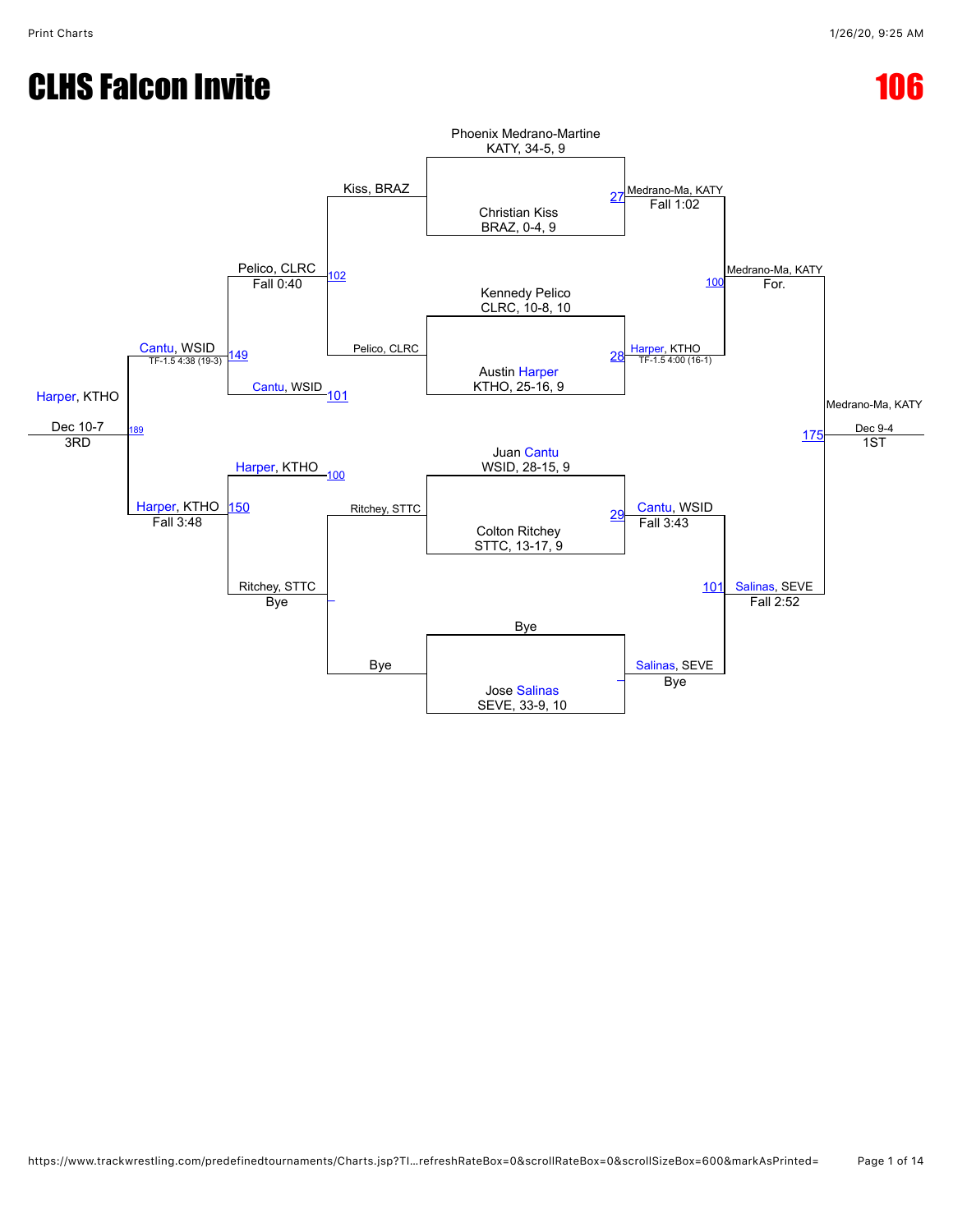# CLHS Falcon Invite

# 106

## Championship Bracket

**First Round**

- Match 27: Phoenix Medrano-Martine (KATY, 34-5, 9) vs. Christian Kiss (BRAZ, 0-4, 9) — Medrano-Ma, KATY, Fall 1:02
- Match 28: Kennedy Pelico (CLRC, 10-8, 10) vs. Austin Harper (KTHO, 25-16, 9) — Harper, KTHO, TF-1.5 4:00 (16-1)
- Match 29: Juan Cantu (WSID, 28-15, 9) vs. Colton Ritchey (STTC, 13-17, 9) — Cantu, WSID, Fall 3:43
- Bye vs. Jose Salinas (SEVE, 33-9, 10) — Salinas, SEVE, Bye

**Semifinals**

- Match 100: Medrano-Ma, KATY vs. Harper, KTHO — Medrano-Ma, KATY, For.
- Match 101: Cantu, WSID vs. Salinas, SEVE — Salinas, SEVE, Fall 2:52

**Final**

- Match 175: Medrano-Ma, KATY vs. Salinas, SEVE — Medrano-Ma, KATY, Dec 9-4 — 1ST

## Consolation Bracket

**First Round**

- Match 102: Kiss, BRAZ vs. Pelico, CLRC — Pelico, CLRC, Fall 0:40
- Ritchey, STTC vs. Bye — Ritchey, STTC, Bye

**Consolation Semifinals**

- Match 149: Pelico, CLRC vs. Cantu, WSID (101) — Cantu, WSID, TF-1.5 4:38 (19-3)
- Match 150: Harper, KTHO (100) vs. Ritchey, STTC — Harper, KTHO, Fall 3:48

**3rd Place**

- Match 189: Cantu, WSID vs. Harper, KTHO — Harper, KTHO, Dec 10-7 — 3RD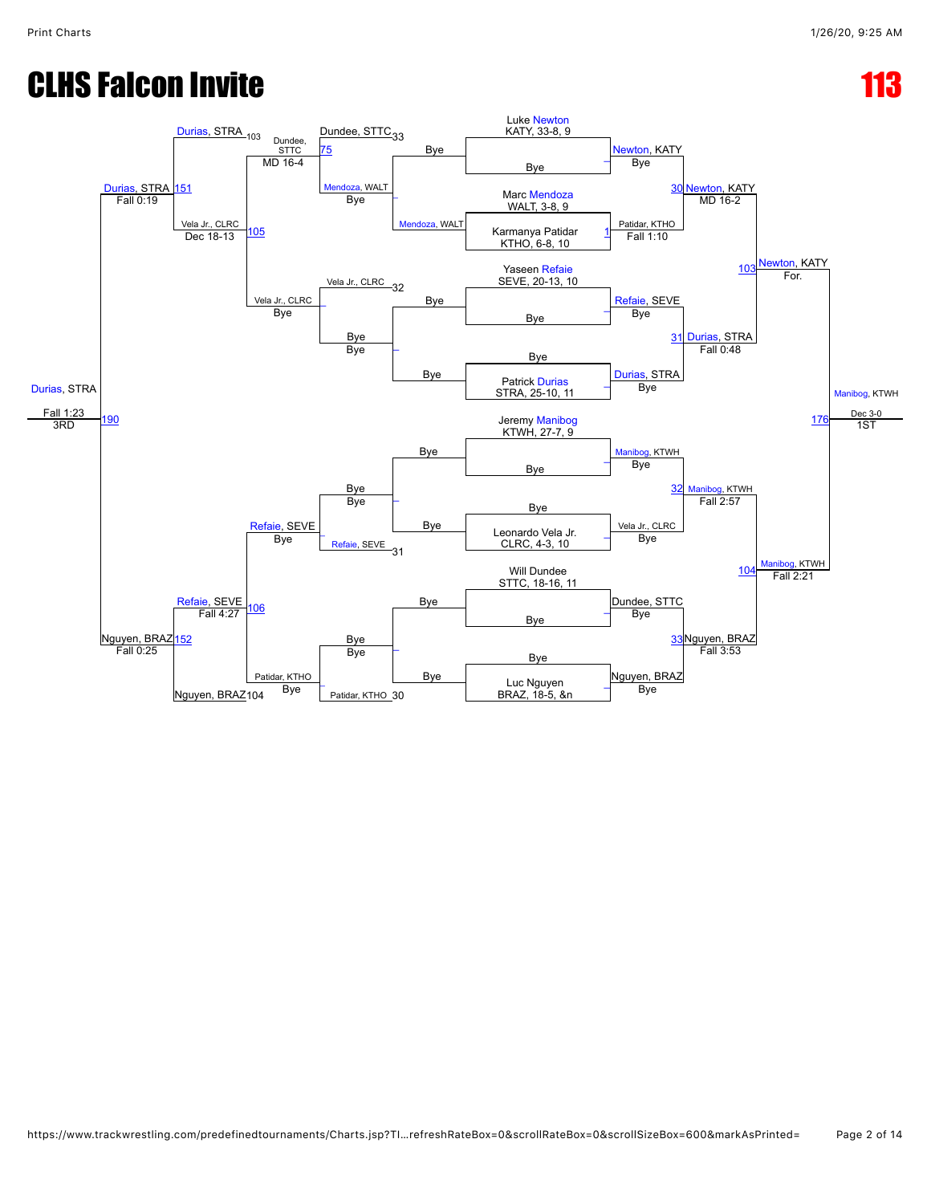# CLHS Falcon Invite

# 113

## Championship Bracket

**Round 1**

| Wrestler | Opponent | Match | Winner | Result |
| --- | --- | --- | --- | --- |
| Luke Newton, KATY, 33-8, 9 | Bye | | Newton, KATY | Bye |
| Marc Mendoza, WALT, 3-8, 9 | Karmanya Patidar, KTHO, 6-8, 10 | 1 | Patidar, KTHO | Fall 1:10 |
| Yaseen Refaie, SEVE, 20-13, 10 | Bye | | Refaie, SEVE | Bye |
| Bye | Patrick Durias, STRA, 25-10, 11 | | Durias, STRA | Bye |
| Jeremy Manibog, KTWH, 27-7, 9 | Bye | | Manibog, KTWH | Bye |
| Bye | Leonardo Vela Jr., CLRC, 4-3, 10 | | Vela Jr., CLRC | Bye |
| Will Dundee, STTC, 18-16, 11 | Bye | | Dundee, STTC | Bye |
| Bye | Luc Nguyen, BRAZ, 18-5, &n | | Nguyen, BRAZ | Bye |

**Quarterfinals**

| Match | Winner | Result |
| --- | --- | --- |
| 30 | Newton, KATY | MD 16-2 |
| 31 | Durias, STRA | Fall 0:48 |
| 32 | Manibog, KTWH | Fall 2:57 |
| 33 | Nguyen, BRAZ | Fall 3:53 |

**Semifinals**

| Match | Winner | Result |
| --- | --- | --- |
| 103 | Newton, KATY | For. |
| 104 | Manibog, KTWH | Fall 2:21 |

**Final (1ST)**

| Match | Winner | Result |
| --- | --- | --- |
| 176 | Manibog, KTWH | Dec 3-0 |

## Consolation Bracket

| Match | Wrestlers | Winner | Result |
| --- | --- | --- | --- |
| | Mendoza, WALT vs Bye | Mendoza, WALT | Bye |
| | Vela Jr., CLRC vs Bye | Vela Jr., CLRC | Bye |
| | Bye vs Refaie, SEVE | Refaie, SEVE | Bye |
| | Bye vs Patidar, KTHO | Patidar, KTHO | Bye |
| 75 | Dundee, STTC (33) vs Mendoza, WALT | Dundee, STTC | MD 16-4 |
| | Vela Jr., CLRC (32) vs Bye | Vela Jr., CLRC | Bye |
| | Bye vs Refaie, SEVE (31) | Refaie, SEVE | Bye |
| | Bye vs Patidar, KTHO (30) | Patidar, KTHO | Bye |
| 105 | Durias, STRA (103) vs Vela Jr., CLRC | Vela Jr., CLRC | Dec 18-13 |
| 106 | Refaie, SEVE vs Nguyen, BRAZ (104) | Refaie, SEVE | Fall 4:27 |
| 151 | Durias, STRA vs Vela Jr., CLRC | Durias, STRA | Fall 0:19 |
| 152 | Refaie, SEVE vs Nguyen, BRAZ | Nguyen, BRAZ | Fall 0:25 |
| 190 (3RD) | Durias, STRA vs Nguyen, BRAZ | Durias, STRA | Fall 1:23 |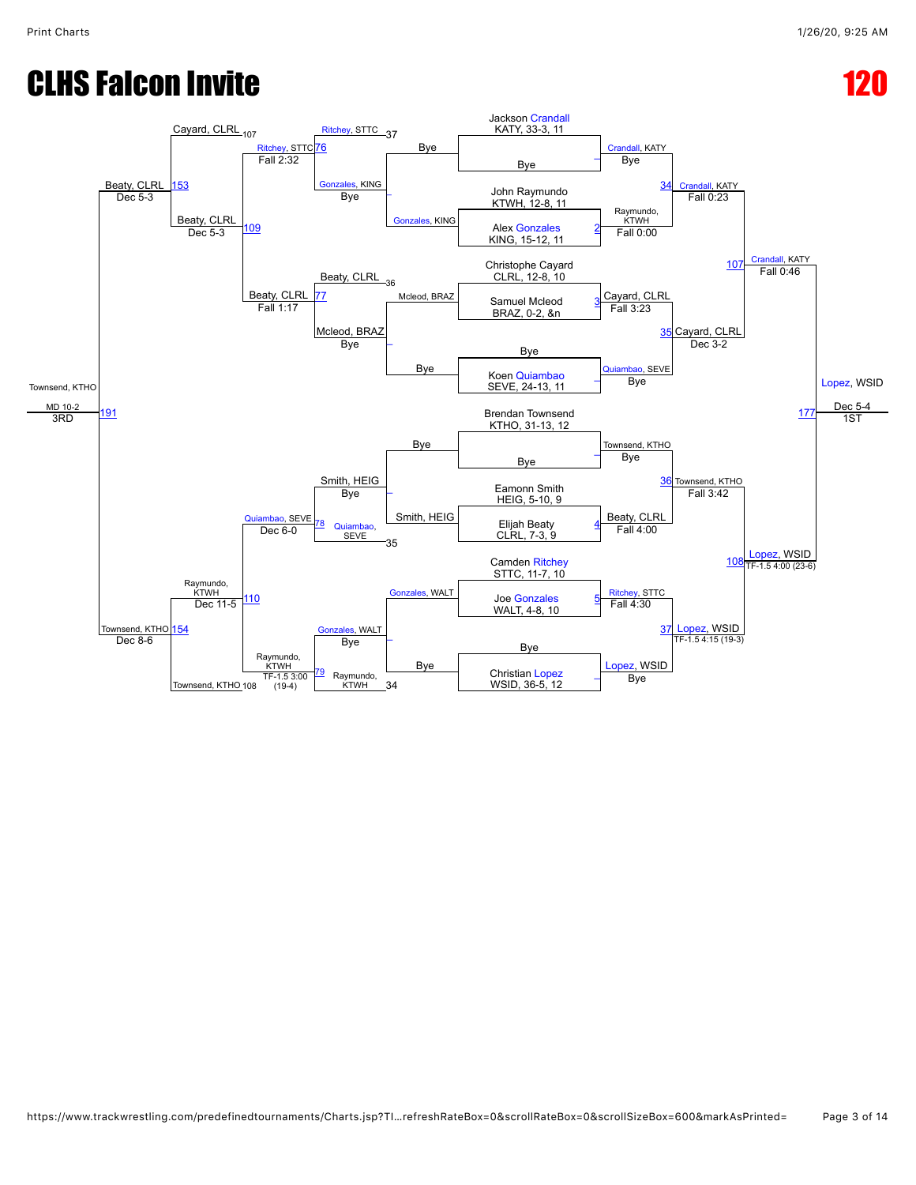# CLHS Falcon Invite

# 120

## Championship Bracket

**Seeds / Entrants:**

- Jackson Crandall, KATY, 33-3, 11
- Bye
- John Raymundo, KTWH, 12-8, 11
- Alex Gonzales, KING, 15-12, 11
- Christophe Cayard, CLRL, 12-8, 10
- Samuel Mcleod, BRAZ, 0-2, &n
- Bye
- Koen Quiambao, SEVE, 24-13, 11
- Brendan Townsend, KTHO, 31-13, 12
- Bye
- Eamonn Smith, HEIG, 5-10, 9
- Elijah Beaty, CLRL, 7-3, 9
- Camden Ritchey, STTC, 11-7, 10
- Joe Gonzales, WALT, 4-8, 10
- Bye
- Christian Lopez, WSID, 36-5, 12

**First Round:**

- Crandall, KATY – Bye
- 2: Raymundo, KTWH – Fall 0:00
- 3: Cayard, CLRL – Fall 3:23
- Quiambao, SEVE – Bye
- Townsend, KTHO – Bye
- 4: Beaty, CLRL – Fall 4:00
- 5: Ritchey, STTC – Fall 4:30
- Lopez, WSID – Bye

**Quarterfinals:**

- 34: Crandall, KATY – Fall 0:23
- 35: Cayard, CLRL – Dec 3-2
- 36: Townsend, KTHO – Fall 3:42
- 37: Lopez, WSID – TF-1.5 4:15 (19-3)

**Semifinals:**

- 107: Crandall, KATY – Fall 0:46
- 108: Lopez, WSID – TF-1.5 4:00 (23-6)

**Final:**

- 177: Lopez, WSID – Dec 5-4 – 1ST

## Consolation Bracket

**First Round:**

- Gonzales, KING – Bye
- Mcleod, BRAZ – Bye
- Smith, HEIG – Bye
- Gonzales, WALT – Bye

**Second Round:**

- Ritchey, STTC vs Gonzales, KING – 76: Ritchey, STTC – Fall 2:32
- Beaty, CLRL vs Mcleod, BRAZ – 77: Beaty, CLRL – Fall 1:17
- Smith, HEIG vs Quiambao, SEVE – 78: Quiambao, SEVE – Dec 6-0
- Gonzales, WALT vs Raymundo, KTWH – 79: Raymundo, KTWH – TF-1.5 3:00 (19-4)

**Third Round:**

- Cayard, CLRL vs Ritchey, STTC – 109: Beaty, CLRL – Dec 5-3
- Raymundo, KTWH vs Townsend, KTHO – 110: Raymundo, KTWH – Dec 11-5

**Consolation Semifinals:**

- 153: Beaty, CLRL – Dec 5-3
- 154: Townsend, KTHO – Dec 8-6

**Third Place:**

- 191: Townsend, KTHO – MD 10-2 – 3RD

**Placement matches:** 5th/6th (107, 108), 7th/8th (37, 36), 9th/10th (35, 34)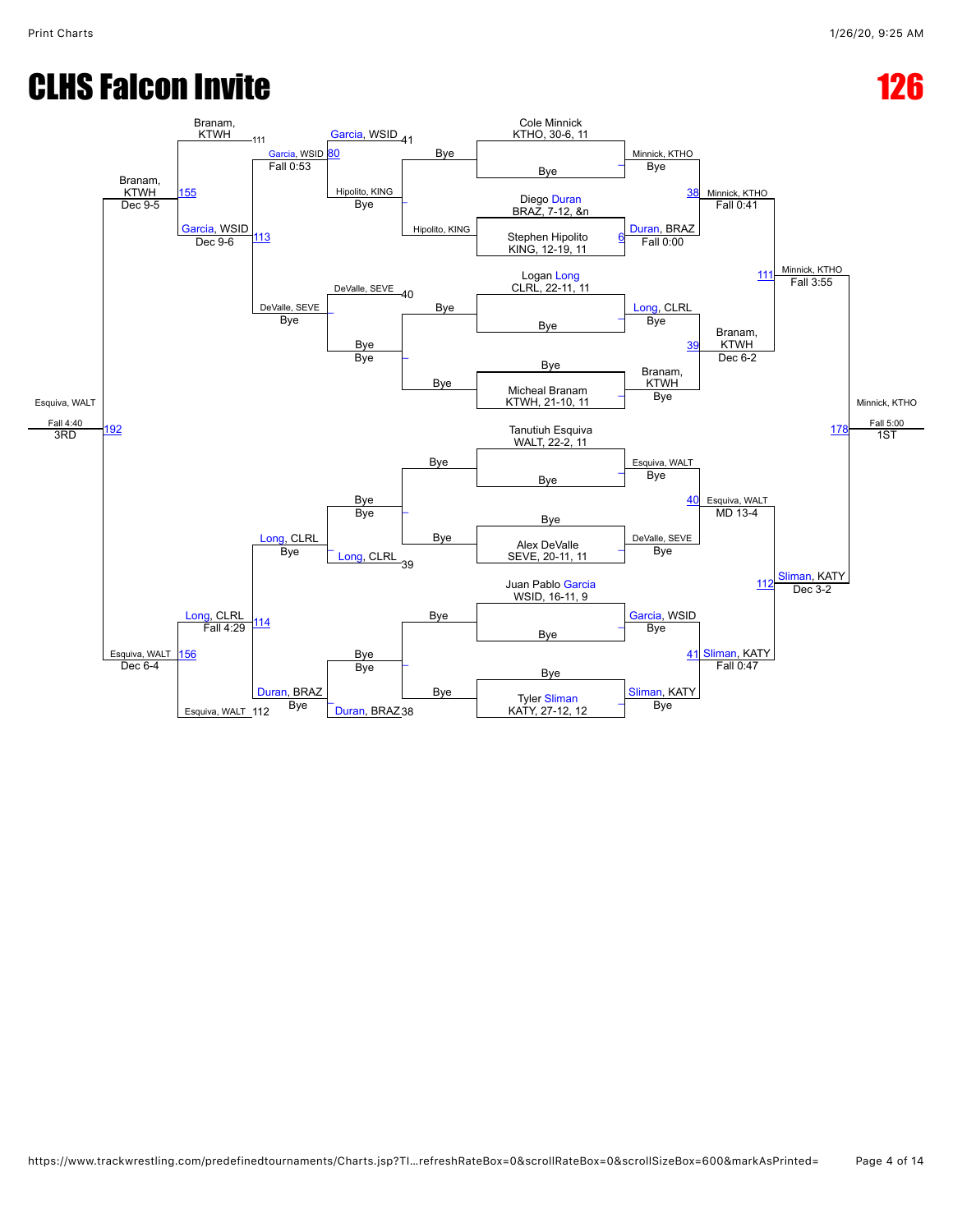# CLHS Falcon Invite

## 126

### Championship Bracket

**Entrants (seeded draw order):**

- Cole Minnick, KTHO, 30-6, 11
- Bye
- Diego Duran, BRAZ, 7-12, &n
- Stephen Hipolito, KING, 12-19, 11
- Logan Long, CLRL, 22-11, 11
- Bye
- Bye
- Micheal Branam, KTWH, 21-10, 11
- Tanutiuh Esquiva, WALT, 22-2, 11
- Bye
- Bye
- Alex DeValle, SEVE, 20-11, 11
- Juan Pablo Garcia, WSID, 16-11, 9
- Bye
- Bye
- Tyler Sliman, KATY, 27-12, 12

**First Round:**

- Minnick, KTHO — Bye
- Duran, BRAZ — Fall 0:00 (6)
- Long, CLRL — Bye
- Branam, KTWH — Bye
- Esquiva, WALT — Bye
- DeValle, SEVE — Bye
- Garcia, WSID — Bye
- Sliman, KATY — Bye

**Quarterfinals:**

- 38: Minnick, KTHO — Fall 0:41
- 39: Branam, KTWH — Dec 6-2
- 40: Esquiva, WALT — MD 13-4
- 41: Sliman, KATY — Fall 0:47

**Semifinals:**

- 111: Minnick, KTHO — Fall 3:55
- 112: Sliman, KATY — Dec 3-2

**Final (178):** Minnick, KTHO — Fall 5:00 — 1ST

### Consolation Bracket

**Cons. First Round:**

- Hipolito, KING — Bye
- Bye
- Bye
- Bye

**Cons. Round 2:**

- 80: Garcia, WSID — Fall 0:53
- Hipolito, KING — Bye
- DeValle, SEVE — Bye
- Bye — Bye
- Bye — Bye
- Long, CLRL — Bye
- Bye — Bye
- Duran, BRAZ — Bye

**Cons. Round 3:**

- Garcia, WSID (41)
- DeValle, SEVE (40)
- Long, CLRL (39)
- Duran, BRAZ (38)

**Cons. Quarterfinals:**

- 113: Garcia, WSID — Dec 9-6
- 114: Long, CLRL — Fall 4:29

**Cons. Semifinals:**

- 155: Branam, KTWH — Dec 9-5 (Branam, KTWH from 111)
- 156: Esquiva, WALT — Dec 6-4 (Esquiva, WALT from 112)

**3rd Place (192):** Esquiva, WALT — Fall 4:40 — 3RD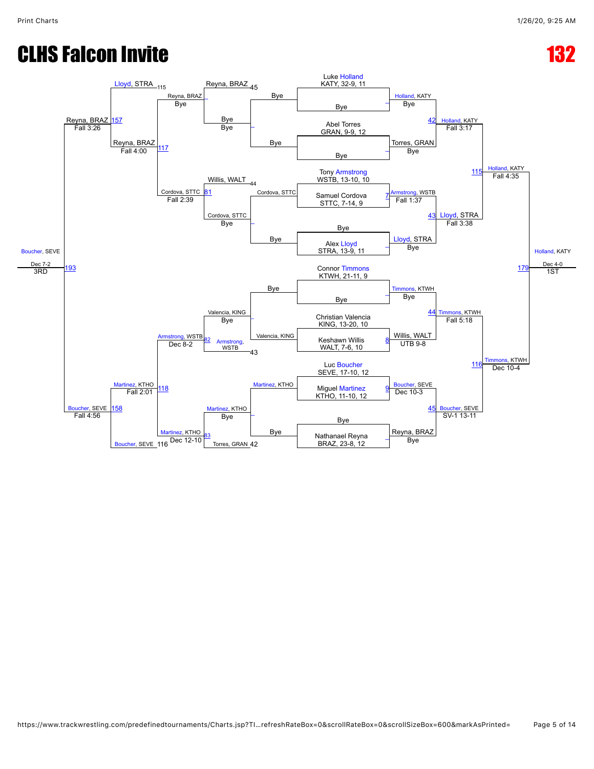# CLHS Falcon Invite

# 132

## Championship Bracket

**Luke Holland, KATY, 32-9, 11** — Bye
- Holland, KATY — Bye

**Abel Torres, GRAN, 9-9, 12** — Bye
- Torres, GRAN — Bye

Match 42: Holland, KATY — Fall 3:17

**Tony Armstrong, WSTB, 13-10, 10** vs **Samuel Cordova, STTC, 7-14, 9**
- Match 7: Armstrong, WSTB — Fall 1:37

**Alex Lloyd, STRA, 13-9, 11** — Bye
- Lloyd, STRA — Bye

Match 43: Lloyd, STRA — Fall 3:38

Match 115: Holland, KATY — Fall 4:35

**Connor Timmons, KTWH, 21-11, 9** — Bye
- Timmons, KTWH — Bye

**Christian Valencia, KING, 13-20, 10** vs **Keshawn Willis, WALT, 7-6, 10**
- Match 8: Willis, WALT — UTB 9-8

Match 44: Timmons, KTWH — Fall 5:18

**Luc Boucher, SEVE, 17-10, 12** vs **Miguel Martinez, KTHO, 11-10, 12**
- Match 9: Boucher, SEVE — Dec 10-3

**Nathanael Reyna, BRAZ, 23-8, 12** — Bye
- Reyna, BRAZ — Bye

Match 45: Boucher, SEVE — SV-1 13-11

Match 116: Timmons, KTWH — Dec 10-4

Match 179: Holland, KATY — Dec 4-0 — **1ST**

## Consolation Bracket

- Bye vs Bye (Holland loser side) — Bye
- Bye vs Bye (Torres loser side) — Bye
- Cordova, STTC vs Bye — Cordova, STTC
- Bye vs Bye (Lloyd loser side) — Bye
- Bye vs Bye (Timmons loser side) — Bye
- Valencia, KING vs Bye — Valencia, KING
- Martinez, KTHO vs Bye — Martinez, KTHO
- Bye vs Bye (Reyna loser side) — Bye

Reyna, BRAZ (loser of 45) vs Bye — Reyna, BRAZ

Bye — Bye

Willis, WALT (loser of 44) vs Cordova, STTC — Match 81: Cordova, STTC — Fall 2:39

Valencia, KING vs Armstrong, WSTB (loser of 43) — Match 82: Armstrong, WSTB — Dec 8-2

Martinez, KTHO vs Torres, GRAN (loser of 42) — Match 83: Martinez, KTHO — Dec 12-10

Lloyd, STRA (loser of 115) vs Reyna, BRAZ — Match 117: Reyna, BRAZ — Fall 4:00

Cordova, STTC vs Armstrong, WSTB — Match 117/118 path: Armstrong, WSTB

Martinez, KTHO vs Armstrong, WSTB — Match 118: Martinez, KTHO — Fall 2:01

Match 157: Reyna, BRAZ — Fall 3:26

Boucher, SEVE (loser of 116) vs Martinez, KTHO — Match 158: Boucher, SEVE — Fall 4:56

Match 193: Boucher, SEVE — Dec 7-2 — **3RD**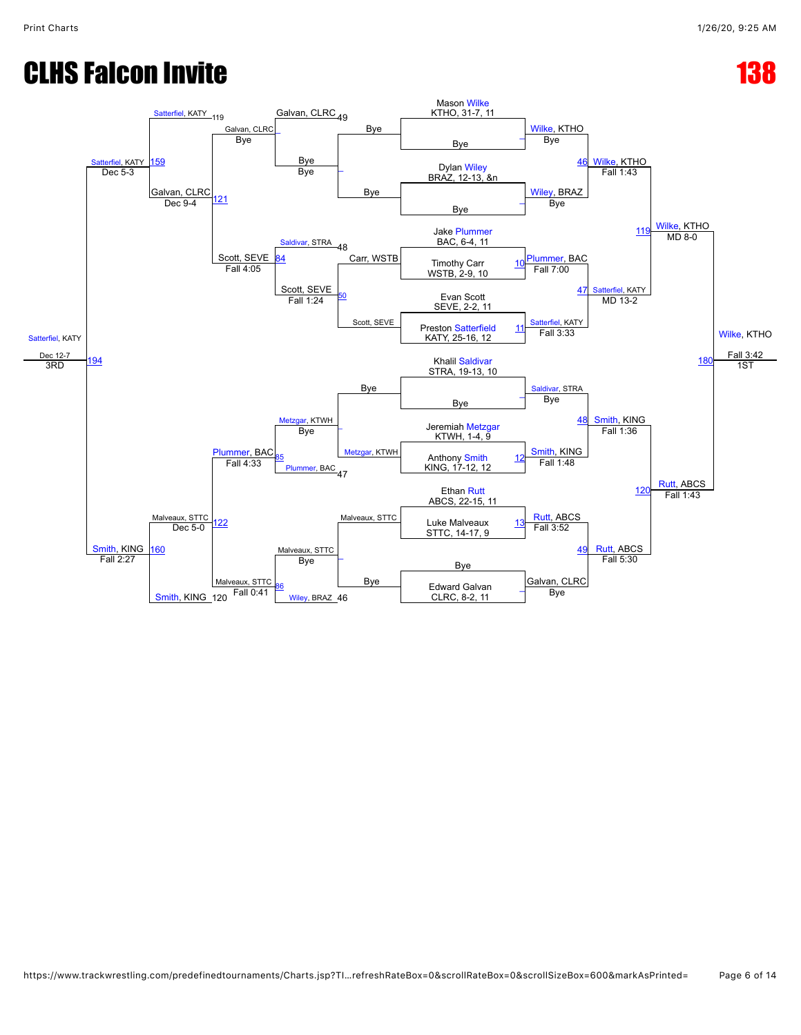# CLHS Falcon Invite

# 138

## Championship Bracket

**Seeds / Entrants:**
- Mason Wilke, KTHO, 31-7, 11
- Bye
- Dylan Wiley, BRAZ, 12-13, &n
- Bye
- Jake Plummer, BAC, 6-4, 11
- Timothy Carr, WSTB, 2-9, 10
- Evan Scott, SEVE, 2-2, 11
- Preston Satterfield, KATY, 25-16, 12
- Khalil Saldivar, STRA, 19-13, 10
- Bye
- Jeremiah Metzgar, KTWH, 1-4, 9
- Anthony Smith, KING, 17-12, 12
- Ethan Rutt, ABCS, 22-15, 11
- Luke Malveaux, STTC, 14-17, 9
- Bye
- Edward Galvan, CLRC, 8-2, 11

**First Round:**
- Wilke, KTHO — Bye
- Wiley, BRAZ — Bye
- 10: Plummer, BAC — Fall 7:00
- 11: Satterfiel, KATY — Fall 3:33
- Saldivar, STRA — Bye
- 12: Smith, KING — Fall 1:48
- 13: Rutt, ABCS — Fall 3:52
- Galvan, CLRC — Bye

**Quarterfinals:**
- 46: Wilke, KTHO — Fall 1:43
- 47: Satterfiel, KATY — MD 13-2
- 48: Smith, KING — Fall 1:36
- 49: Rutt, ABCS — Fall 5:30

**Semifinals:**
- 119: Wilke, KTHO — MD 8-0
- 120: Rutt, ABCS — Fall 1:43

**Final:**
- 180: Wilke, KTHO — Fall 3:42 — 1ST

## Consolation Bracket

**Consolation Round 1:**
- Bye vs Bye — Bye
- Carr, WSTB vs Scott, SEVE — 50: Scott, SEVE — Fall 1:24
- Bye vs Metzgar, KTWH — Metzgar, KTWH — Bye
- Malveaux, STTC vs Bye — Malveaux, STTC — Bye

**Consolation Round 2:**
- Galvan, CLRC (49) vs Bye — Galvan, CLRC — Bye
- Saldivar, STRA (48) vs Scott, SEVE — 84: Scott, SEVE — Fall 4:05
- Metzgar, KTWH vs Plummer, BAC (47) — 85: Plummer, BAC — Fall 4:33
- Malveaux, STTC vs Wiley, BRAZ (46) — 86: Malveaux, STTC — Fall 0:41

**Consolation Quarterfinals:**
- Satterfiel, KATY (119) vs Galvan, CLRC — 121: Galvan, CLRC — Dec 9-4
- Malveaux, STTC vs Smith, KING (120) — 122: Malveaux, STTC — Dec 5-0

**Consolation Semifinals:**
- 159: Satterfiel, KATY — Dec 5-3
- 160: Smith, KING — Fall 2:27

**Third Place:**
- 194: Satterfiel, KATY — Dec 12-7 — 3RD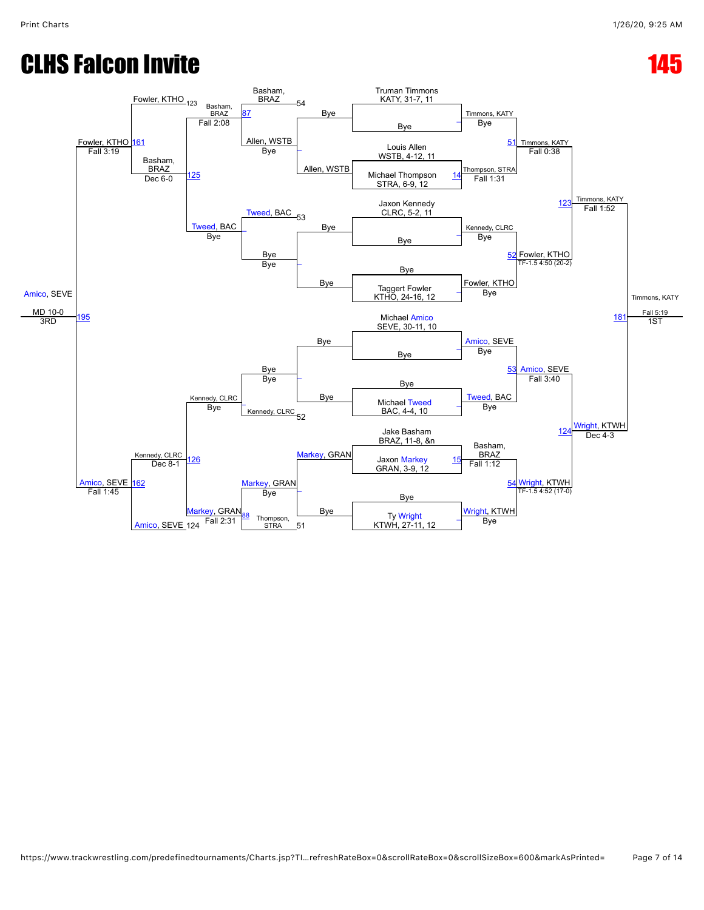# CLHS Falcon Invite

# 145

## Championship Bracket

**Round 1**

- Truman Timmons KATY, 31-7, 11 vs Bye — Timmons, KATY (Bye)
- Louis Allen WSTB, 4-12, 11 vs Michael Thompson STRA, 6-9, 12 — Bout 14: Thompson, STRA (Fall 1:31)
- Jaxon Kennedy CLRC, 5-2, 11 vs Bye — Kennedy, CLRC (Bye)
- Bye vs Taggert Fowler KTHO, 24-16, 12 — Fowler, KTHO (Bye)
- Michael Amico SEVE, 30-11, 10 vs Bye — Amico, SEVE (Bye)
- Bye vs Michael Tweed BAC, 4-4, 10 — Tweed, BAC (Bye)
- Jake Basham BRAZ, 11-8, &n vs Jaxon Markey GRAN, 3-9, 12 — Bout 15: Basham, BRAZ (Fall 1:12)
- Bye vs Ty Wright KTWH, 27-11, 12 — Wright, KTWH (Bye)

**Quarterfinals**

- Bout 51: Timmons, KATY vs Thompson, STRA — Timmons, KATY (Fall 0:38)
- Bout 52: Kennedy, CLRC vs Fowler, KTHO — Fowler, KTHO (TF-1.5 4:50 (20-2))
- Bout 53: Amico, SEVE vs Tweed, BAC — Amico, SEVE (Fall 3:40)
- Bout 54: Basham, BRAZ vs Wright, KTWH — Wright, KTWH (TF-1.5 4:52 (17-0))

**Semifinals**

- Bout 123: Timmons, KATY vs Fowler, KTHO — Timmons, KATY (Fall 1:52)
- Bout 124: Amico, SEVE vs Wright, KTWH — Wright, KTWH (Dec 4-3)

**Final (1st Place)**

- Bout 181: Timmons, KATY vs Wright, KTWH — Timmons, KATY (Fall 5:19) — 1ST

## Consolation Bracket

**Consolation Round 1**

- Bye vs Allen, WSTB — Allen, WSTB (Bye)
- Bye vs Bye — Bye (Bye)
- Bye vs Bye — Bye (Bye)
- Markey, GRAN vs Bye — Markey, GRAN (Bye)

**Consolation Round 2**

- Bout 54: Basham, BRAZ vs Allen, WSTB — Bout 87: Basham, BRAZ (Fall 2:08)
- Bout 53: Tweed, BAC vs Bye — Tweed, BAC (Bye)
- Bout 52: Kennedy, CLRC vs Bye — Kennedy, CLRC (Bye)
- Bout 51: Thompson, STRA vs Markey, GRAN — Bout 88: Markey, GRAN (Fall 2:31)

**Consolation Round 3**

- Bout 125: Basham, BRAZ vs Tweed, BAC — Basham, BRAZ (Dec 6-0)
- Bout 126: Kennedy, CLRC vs Markey, GRAN — Kennedy, CLRC (Dec 8-1)

**Consolation Semifinals**

- Bout 161: Fowler, KTHO (123) vs Basham, BRAZ — Fowler, KTHO (Fall 3:19)
- Bout 162: Kennedy, CLRC vs Amico, SEVE (124) — Amico, SEVE (Fall 1:45)

**3rd Place**

- Bout 195: Fowler, KTHO vs Amico, SEVE — Amico, SEVE (MD 10-0) — 3RD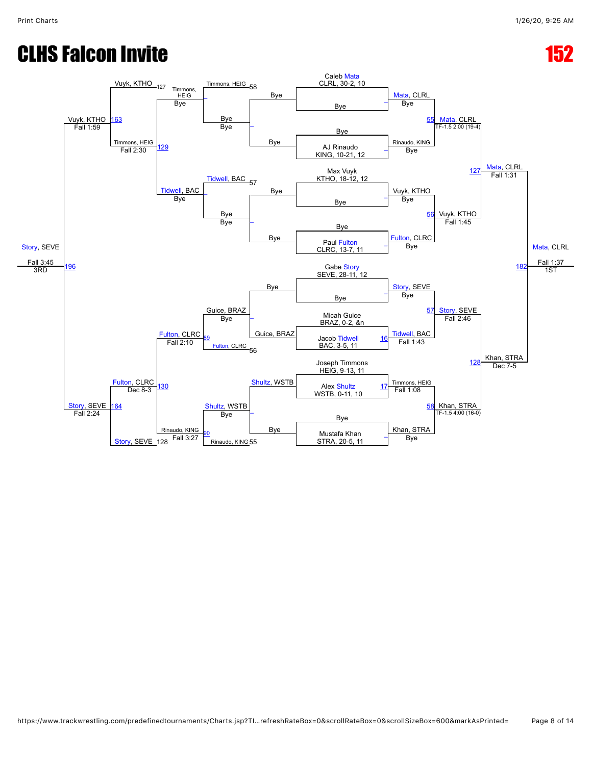# CLHS Falcon Invite

# 152

## Championship Bracket

**First Round / Byes**

- Caleb Mata, CLRL, 30-2, 10 — Bye → Mata, CLRL (Bye)
- AJ Rinaudo, KING, 10-21, 12 — Bye → Rinaudo, KING (Bye)
- Max Vuyk, KTHO, 18-12, 12 — Bye → Vuyk, KTHO (Bye)
- Paul Fulton, CLRC, 13-7, 11 — Bye → Fulton, CLRC (Bye)
- Gabe Story, SEVE, 28-11, 12 — Bye → Story, SEVE (Bye)
- Micah Guice, BRAZ, 0-2, &n vs. Jacob Tidwell, BAC, 3-5, 11 — 16: Tidwell, BAC, Fall 1:43
- Joseph Timmons, HEIG, 9-13, 11 vs. Alex Shultz, WSTB, 0-11, 10 — 17: Timmons, HEIG, Fall 1:08
- Mustafa Khan, STRA, 20-5, 11 — Bye → Khan, STRA (Bye)

**Quarterfinals**

- 55: Mata, CLRL — TF-1.5 2:00 (19-4)
- 56: Vuyk, KTHO — Fall 1:45
- 57: Story, SEVE — Fall 2:46
- 58: Khan, STRA — TF-1.5 4:00 (16-0)

**Semifinals**

- 127: Mata, CLRL — Fall 1:31
- 128: Khan, STRA — Dec 7-5

**Final**

- 182: Mata, CLRL — Fall 1:37 — 1ST

## Consolation Bracket

**Consolation First Round**

- Timmons, HEIG — Bye / Bye (58: Timmons, HEIG)
- Tidwell, BAC — Bye / Bye (57: Tidwell, BAC)
- Guice, BRAZ — Bye (56: Fulton, CLRC)
- Shultz, WSTB — Bye (55: Rinaudo, KING)

**Consolation Second Round**

- Timmons, HEIG — Bye
- Tidwell, BAC — Bye
- Guice, BRAZ — Bye; 89: Fulton, CLRC, Fall 2:10
- Shultz, WSTB — Bye; 90: Rinaudo, KING, Fall 3:27

**Consolation Quarterfinals**

- 129: Timmons, HEIG, Fall 2:30 (Timmons, HEIG vs. Tidwell, BAC)
- 130: Fulton, CLRC, Dec 8-3 (Fulton, CLRC vs. Rinaudo, KING)

**Consolation Semifinals**

- 163: Vuyk, KTHO, Fall 1:59 (Vuyk, KTHO 127 vs. Timmons, HEIG)
- 164: Story, SEVE, Fall 2:24 (Fulton, CLRC vs. Story, SEVE 128)

**Third Place**

- 196: Story, SEVE — Fall 3:45 — 3RD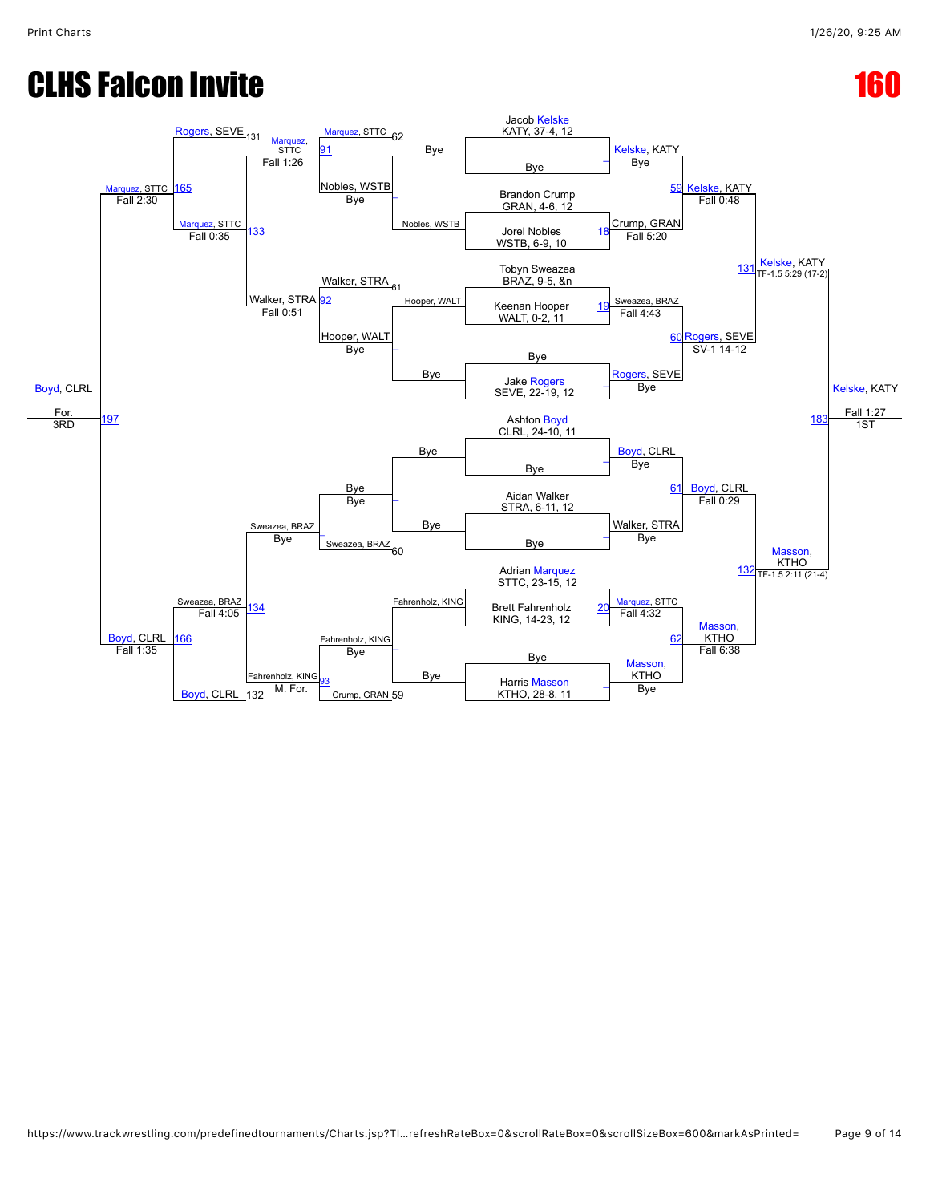# CLHS Falcon Invite

# 160

## Championship Bracket

**Seeds / Entrants:**

- Jacob Kelske, KATY, 37-4, 12
- Bye
- Brandon Crump, GRAN, 4-6, 12
- Jorel Nobles, WSTB, 6-9, 10
- Tobyn Sweazea, BRAZ, 9-5, &n
- Keenan Hooper, WALT, 0-2, 11
- Bye
- Jake Rogers, SEVE, 22-19, 12
- Ashton Boyd, CLRL, 24-10, 11
- Bye
- Aidan Walker, STRA, 6-11, 12
- Bye
- Adrian Marquez, STTC, 23-15, 12
- Brett Fahrenholz, KING, 14-23, 12
- Bye
- Harris Masson, KTHO, 28-8, 11

**First Round:**

- Kelske, KATY — Bye
- (18) Crump, GRAN — Fall 5:20
- (19) Sweazea, BRAZ — Fall 4:43
- Rogers, SEVE — Bye
- Boyd, CLRL — Bye
- Walker, STRA — Bye
- (20) Marquez, STTC — Fall 4:32
- Masson, KTHO — Bye

**Quarterfinals:**

- (59) Kelske, KATY — Fall 0:48
- (60) Rogers, SEVE — SV-1 14-12
- (61) Boyd, CLRL — Fall 0:29
- (62) Masson, KTHO — Fall 6:38

**Semifinals:**

- (131) Kelske, KATY — TF-1.5 5:29 (17-2)
- (132) Masson, KTHO — TF-1.5 2:11 (21-4)

**Final:**

- (183) Kelske, KATY — Fall 1:27 — **1ST**

## Consolation Bracket

**First Consolation Round:**

- Nobles, WSTB — Bye
- Hooper, WALT — Bye
- Bye — Bye
- Fahrenholz, KING — Bye

**Second Consolation Round:**

- Marquez, STTC (62) vs Nobles, WSTB → (91) Marquez, STTC — Fall 1:26
- Walker, STRA (61) vs Hooper, WALT → (92) Walker, STRA — Fall 0:51
- Bye vs Sweazea, BRAZ (60) → Sweazea, BRAZ — Bye
- Fahrenholz, KING vs Crump, GRAN (59) → (93) Fahrenholz, KING — M. For.

**Third Consolation Round:**

- Rogers, SEVE (131) vs Marquez, STTC → (133) Marquez, STTC — Fall 0:35
- Sweazea, BRAZ vs Fahrenholz, KING → (134) Sweazea, BRAZ — Fall 4:05

**Consolation Semifinals:**

- (165) Marquez, STTC — Fall 2:30
- Boyd, CLRL (132) vs Sweazea, BRAZ → (166) Boyd, CLRL — Fall 1:35

**Third Place:**

- (197) Boyd, CLRL — For. — **3RD**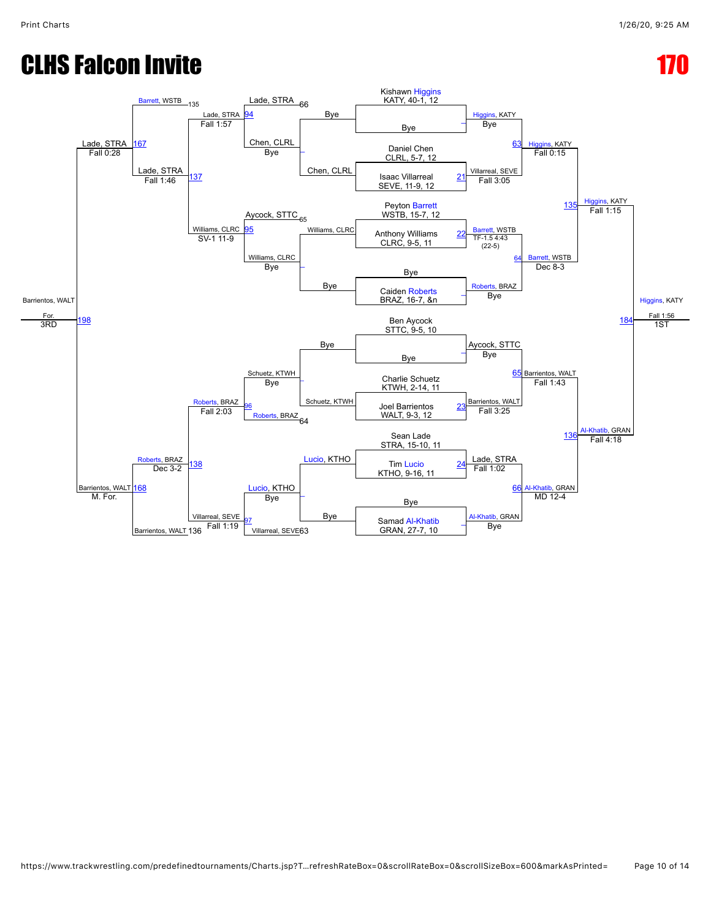# CLHS Falcon Invite

# 170

## Championship Bracket

### First Round

| Bout | Wrestler 1 | Wrestler 2 | Winner | Result |
|---|---|---|---|---|
| – | Kishawn Higgins, KATY, 40-1, 12 | Bye | Higgins, KATY | Bye |
| 21 | Daniel Chen, CLRL, 5-7, 12 | Isaac Villarreal, SEVE, 11-9, 12 | Villarreal, SEVE | Fall 3:05 |
| 22 | Peyton Barrett, WSTB, 15-7, 12 | Anthony Williams, CLRC, 9-5, 11 | Barrett, WSTB | TF-1.5 4:43 (22-5) |
| – | Bye | Caiden Roberts, BRAZ, 16-7, &n | Roberts, BRAZ | Bye |
| – | Ben Aycock, STTC, 9-5, 10 | Bye | Aycock, STTC | Bye |
| 23 | Charlie Schuetz, KTWH, 2-14, 11 | Joel Barrientos, WALT, 9-3, 12 | Barrientos, WALT | Fall 3:25 |
| 24 | Sean Lade, STRA, 15-10, 11 | Tim Lucio, KTHO, 9-16, 11 | Lade, STRA | Fall 1:02 |
| – | Bye | Samad Al-Khatib, GRAN, 27-7, 10 | Al-Khatib, GRAN | Bye |

### Quarterfinals

| Bout | Winner | Result |
|---|---|---|
| 63 | Higgins, KATY | Fall 0:15 |
| 64 | Barrett, WSTB | Dec 8-3 |
| 65 | Barrientos, WALT | Fall 1:43 |
| 66 | Al-Khatib, GRAN | MD 12-4 |

### Semifinals

| Bout | Winner | Result |
|---|---|---|
| 135 | Higgins, KATY | Fall 1:15 |
| 136 | Al-Khatib, GRAN | Fall 4:18 |

### Final

| Bout | Winner | Result | Place |
|---|---|---|---|
| 184 | Higgins, KATY | Fall 1:56 | 1ST |

## Consolation Bracket

### Consolation Round 1

| Bout | Wrestlers | Winner | Result |
|---|---|---|---|
| – | Chen, CLRL / Bye | Chen, CLRL | Bye |
| – | Williams, CLRC / Bye | Williams, CLRC | Bye |
| – | Bye / Schuetz, KTWH | Schuetz, KTWH | Bye |
| – | Lucio, KTHO / Bye | Lucio, KTHO | Bye |

### Consolation Round 2

| Bout | Wrestlers | Winner | Result |
|---|---|---|---|
| 94 | Lade, STRA (66) / Chen, CLRL | Lade, STRA | Fall 1:57 |
| 95 | Aycock, STTC (65) / Williams, CLRC | Williams, CLRC | SV-1 11-9 |
| 96 | Schuetz, KTWH / Roberts, BRAZ (64) | Roberts, BRAZ | Fall 2:03 |
| 97 | Lucio, KTHO / Villarreal, SEVE (63) | Villarreal, SEVE | Fall 1:19 |

### Consolation Semifinals

| Bout | Wrestlers | Winner | Result |
|---|---|---|---|
| 137 | Lade, STRA / Williams, CLRC | Lade, STRA | Fall 1:46 |
| 138 | Roberts, BRAZ / Villarreal, SEVE | Roberts, BRAZ | Dec 3-2 |

### Consolation Finals

| Bout | Wrestlers | Winner | Result |
|---|---|---|---|
| 167 | Barrett, WSTB (135) / Lade, STRA | Lade, STRA | Fall 0:28 |
| 168 | Roberts, BRAZ / Barrientos, WALT (136) | Barrientos, WALT | M. For. |

### 3rd Place

| Bout | Winner | Result | Place |
|---|---|---|---|
| 198 | Barrientos, WALT | For. | 3RD |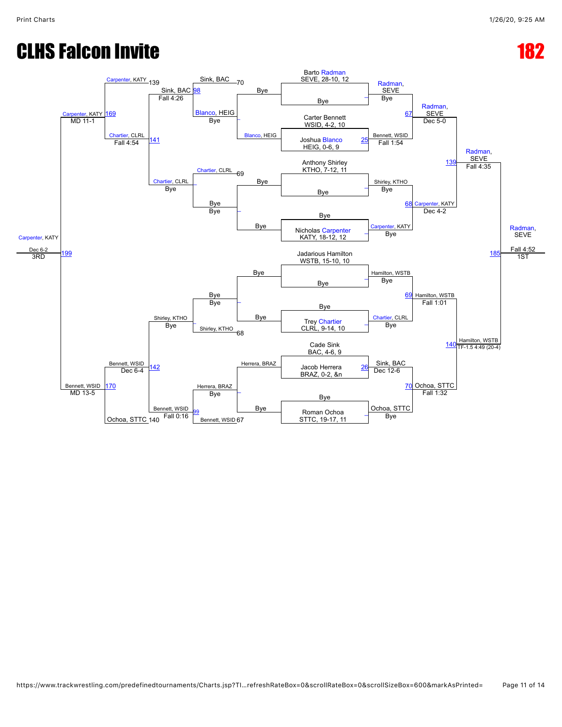# CLHS Falcon Invite

# 182

## Championship Bracket

**Entrants:**
- Barto Radman, SEVE, 28-10, 12
- Carter Bennett, WSID, 4-2, 10
- Joshua Blanco, HEIG, 0-6, 9
- Anthony Shirley, KTHO, 7-12, 11
- Nicholas Carpenter, KATY, 18-12, 12
- Jadarious Hamilton, WSTB, 15-10, 10
- Trey Chartier, CLRL, 9-14, 10
- Cade Sink, BAC, 4-6, 9
- Jacob Herrera, BRAZ, 0-2, &n
- Roman Ochoa, STTC, 19-17, 11

**Round 1:**
- Radman, SEVE – Bye
- Bennett, WSID over Blanco, HEIG (Fall 1:54) – Match 25
- Shirley, KTHO – Bye
- Carpenter, KATY – Bye
- Hamilton, WSTB – Bye
- Chartier, CLRL – Bye
- Sink, BAC over Herrera, BRAZ (Dec 12-6) – Match 26
- Ochoa, STTC – Bye

**Quarterfinals:**
- Radman, SEVE over Bennett, WSID (Dec 5-0) – Match 67
- Carpenter, KATY over Shirley, KTHO (Dec 4-2) – Match 68
- Hamilton, WSTB over Chartier, CLRL (Fall 1:01) – Match 69
- Ochoa, STTC over Sink, BAC (Fall 1:32) – Match 70

**Semifinals:**
- Radman, SEVE over Carpenter, KATY (Fall 4:35) – Match 139
- Hamilton, WSTB over Ochoa, STTC (TF-1.5 4:49 (20-4)) – Match 140

**1st Place:**
- Radman, SEVE over Hamilton, WSTB (Fall 4:52) – Match 185 – **1ST**

## Consolation Bracket

**Consolation Round 1:**
- Blanco, HEIG – Bye
- Sink, BAC over Bye (70)
- Chartier, CLRL over Bye (69)
- Bye – Bye
- Bye – Bye
- Shirley, KTHO over Bye (68)
- Herrera, BRAZ – Bye
- Bennett, WSID over Bye (67)

**Consolation Round 2:**
- Sink, BAC over Blanco, HEIG (Fall 4:26) – Match 98
- Chartier, CLRL – Bye
- Shirley, KTHO – Bye
- Bennett, WSID over Herrera, BRAZ (Fall 0:16) – Match 99

**Consolation Round 3:**
- Chartier, CLRL over Sink, BAC (Fall 4:54) – Match 141
- Bennett, WSID over Shirley, KTHO (Dec 6-4) – Match 142

**Consolation Semifinals:**
- Carpenter, KATY (139) over Chartier, CLRL (MD 11-1) – Match 169
- Bennett, WSID over Ochoa, STTC (140) (MD 13-5) – Match 170

**3rd Place:**
- Carpenter, KATY over Bennett, WSID (Dec 6-2) – Match 199 – **3RD**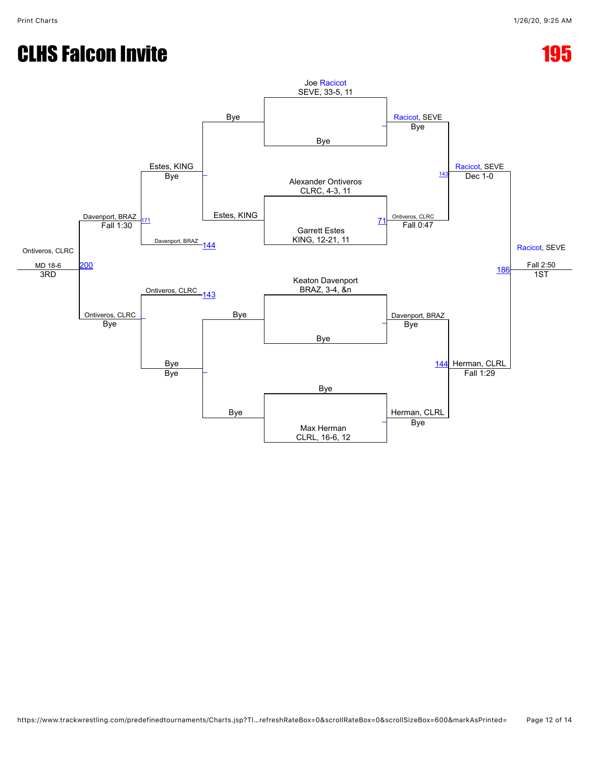# CLHS Falcon Invite

# 195

## Championship Bracket

**First round (entries):**

- Joe Racicot, SEVE, 33-5, 11 vs. Bye
- Alexander Ontiveros, CLRC, 4-3, 11 vs. Garrett Estes, KING, 12-21, 11
- Keaton Davenport, BRAZ, 3-4, &n vs. Bye
- Bye vs. Max Herman, CLRL, 16-6, 12

**First round results:**

- Racicot, SEVE — Bye
- Ontiveros, CLRC — Fall 0:47 (71)
- Davenport, BRAZ — Bye
- Herman, CLRL — Bye

**Semifinals:**

- Racicot, SEVE — Dec 1-0 (143)
- Herman, CLRL — Fall 1:29 (144)

**Final (186):**

- Racicot, SEVE — Fall 2:50 — 1ST

## Consolation Bracket

**First round:**

- Bye vs. Estes, KING → Estes, KING — Bye
- Bye vs. Bye → Bye — Bye

**Second round:**

- Estes, KING vs. Davenport, BRAZ (144) → Davenport, BRAZ — Fall 1:30 (171)
- Ontiveros, CLRC (143) vs. Bye → Ontiveros, CLRC — Bye

**3rd place (200):**

- Ontiveros, CLRC — MD 18-6 — 3RD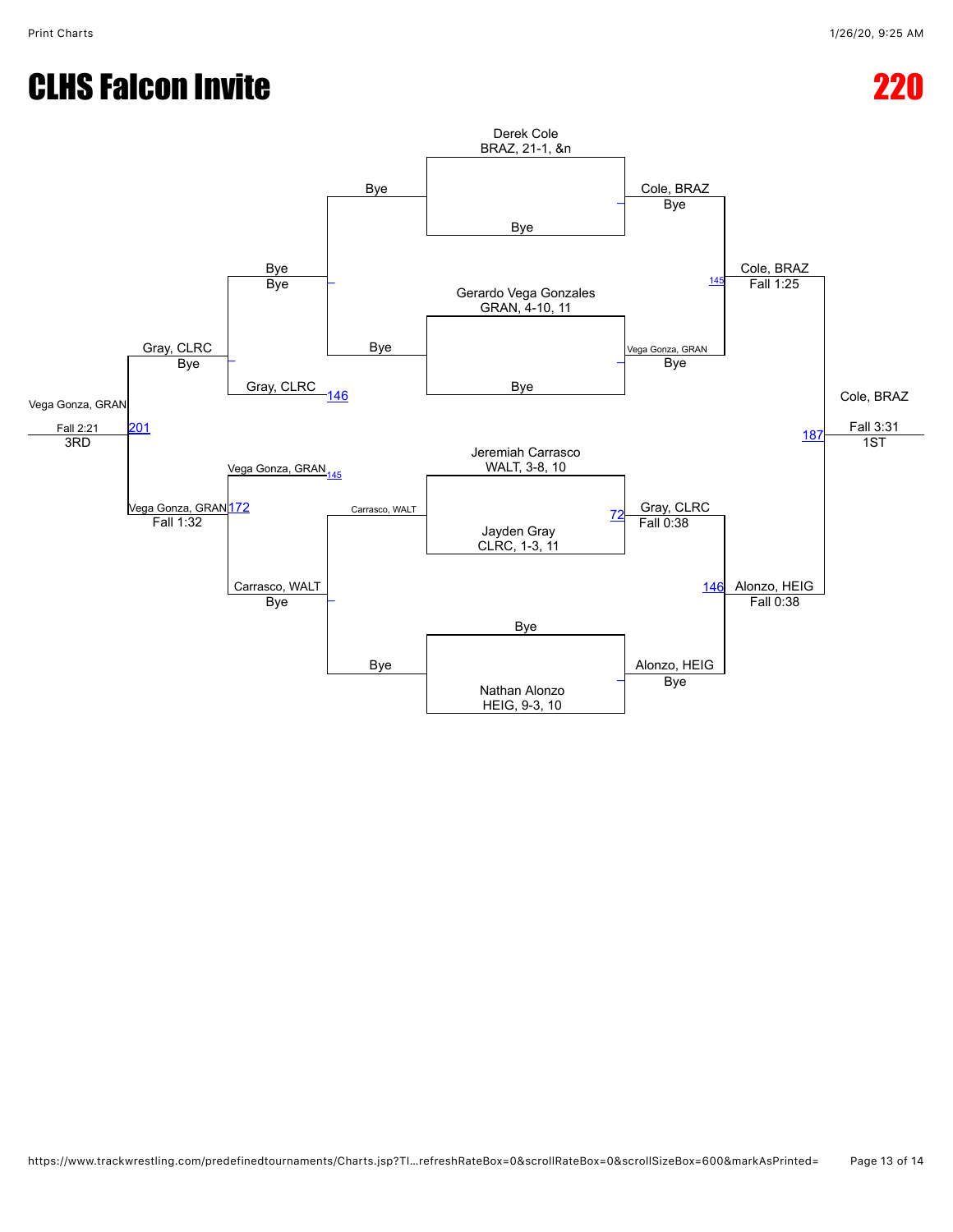# CLHS Falcon Invite

# 220

## Championship Bracket

**Derek Cole** — BRAZ, 21-1, &n
vs Bye → Cole, BRAZ (Bye)

**Gerardo Vega Gonzales** — GRAN, 4-10, 11
vs Bye → Vega Gonza, GRAN (Bye)

Cole, BRAZ vs Vega Gonza, GRAN (145) → Cole, BRAZ — Fall 1:25

**Jeremiah Carrasco** — WALT, 3-8, 10
vs **Jayden Gray** — CLRC, 1-3, 11 (72) → Gray, CLRC — Fall 0:38

Bye vs **Nathan Alonzo** — HEIG, 9-3, 10 → Alonzo, HEIG (Bye)

Gray, CLRC vs Alonzo, HEIG (146) → Alonzo, HEIG — Fall 0:38

Cole, BRAZ vs Alonzo, HEIG (187) → **Cole, BRAZ** — Fall 3:31 — **1ST**

## Consolation Bracket

Bye vs Bye → Bye (Bye)

Bye vs Bye → Bye

Bye vs Gray, CLRC (146) → Gray, CLRC (Bye)

Carrasco, WALT vs Bye → Carrasco, WALT (Bye)

Vega Gonza, GRAN (145) vs Carrasco, WALT (172) → Vega Gonza, GRAN — Fall 1:32

Gray, CLRC vs Vega Gonza, GRAN (201) → **Vega Gonza, GRAN** — Fall 2:21 — **3RD**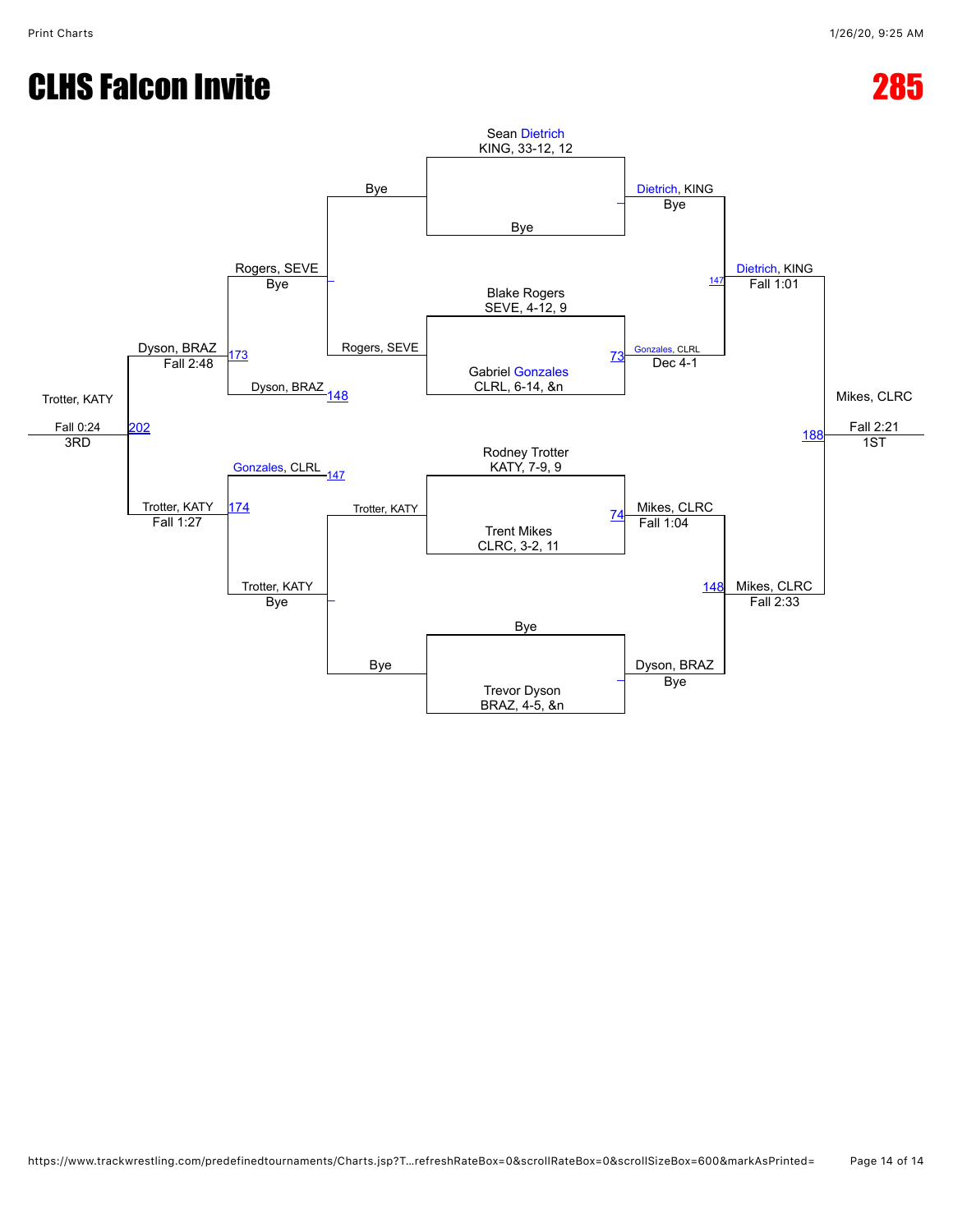# CLHS Falcon Invite

# 285

Sean Dietrich
KING, 33-12, 12

Bye

Dietrich, KING
Bye

Bye

Rogers, SEVE
Bye

Dietrich, KING
Fall 1:01

147

Blake Rogers
SEVE, 4-12, 9

Dyson, BRAZ
Fall 2:48

173

Rogers, SEVE

73

Gonzales, CLRL
Dec 4-1

Gabriel Gonzales
CLRL, 6-14, &n

Dyson, BRAZ 148

Trotter, KATY

Mikes, CLRC

Fall 0:24
3RD

202

188

Fall 2:21
1ST

Rodney Trotter
KATY, 7-9, 9

Gonzales, CLRL 147

Trotter, KATY
Fall 1:27

174

Trotter, KATY

74

Mikes, CLRC
Fall 1:04

Trent Mikes
CLRC, 3-2, 11

Trotter, KATY
Bye

148

Mikes, CLRC
Fall 2:33

Bye

Bye

Dyson, BRAZ
Bye

Trevor Dyson
BRAZ, 4-5, &n